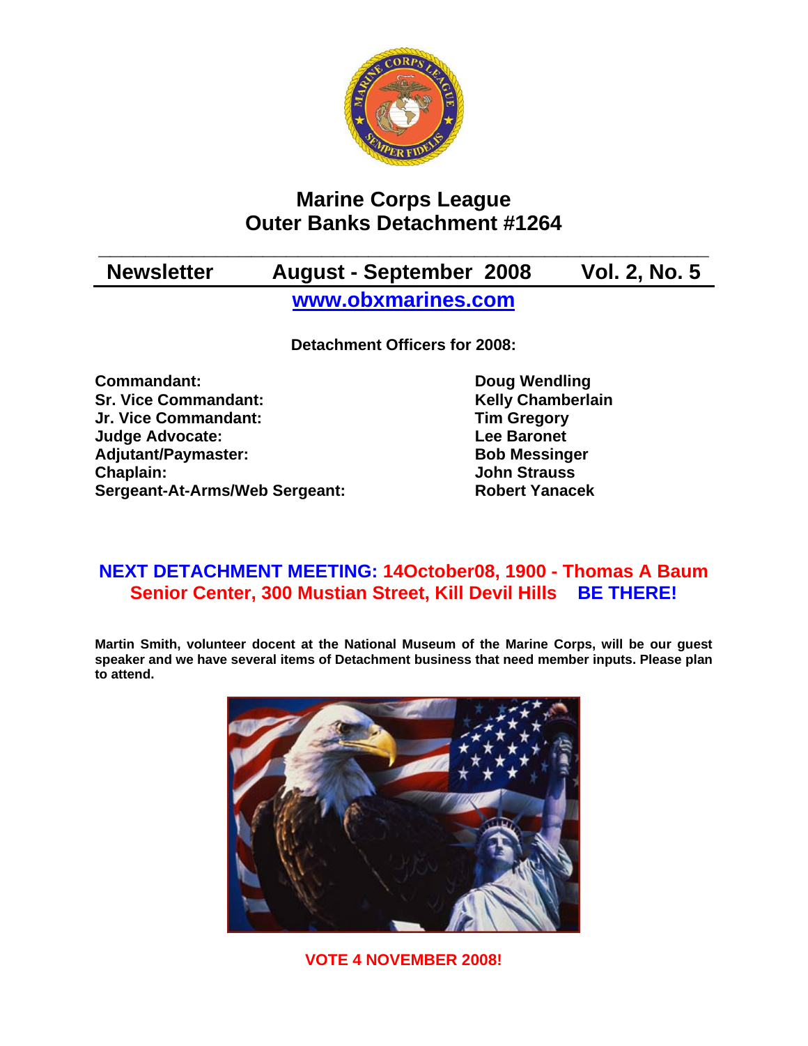# Marine Corps League
# Outer Banks Detachment #1264

**Newsletter** **August - September 2008** **Vol. 2, No. 5**

**www.obxmarines.com**

**Detachment Officers for 2008:**

| | |
|---|---|
| **Commandant:** | **Doug Wendling** |
| **Sr. Vice Commandant:** | **Kelly Chamberlain** |
| **Jr. Vice Commandant:** | **Tim Gregory** |
| **Judge Advocate:** | **Lee Baronet** |
| **Adjutant/Paymaster:** | **Bob Messinger** |
| **Chaplain:** | **John Strauss** |
| **Sergeant-At-Arms/Web Sergeant:** | **Robert Yanacek** |

**NEXT DETACHMENT MEETING: 14October08, 1900 - Thomas A Baum Senior Center, 300 Mustian Street, Kill Devil Hills BE THERE!**

**Martin Smith, volunteer docent at the National Museum of the Marine Corps, will be our guest speaker and we have several items of Detachment business that need member inputs. Please plan to attend.**

**VOTE 4 NOVEMBER 2008!**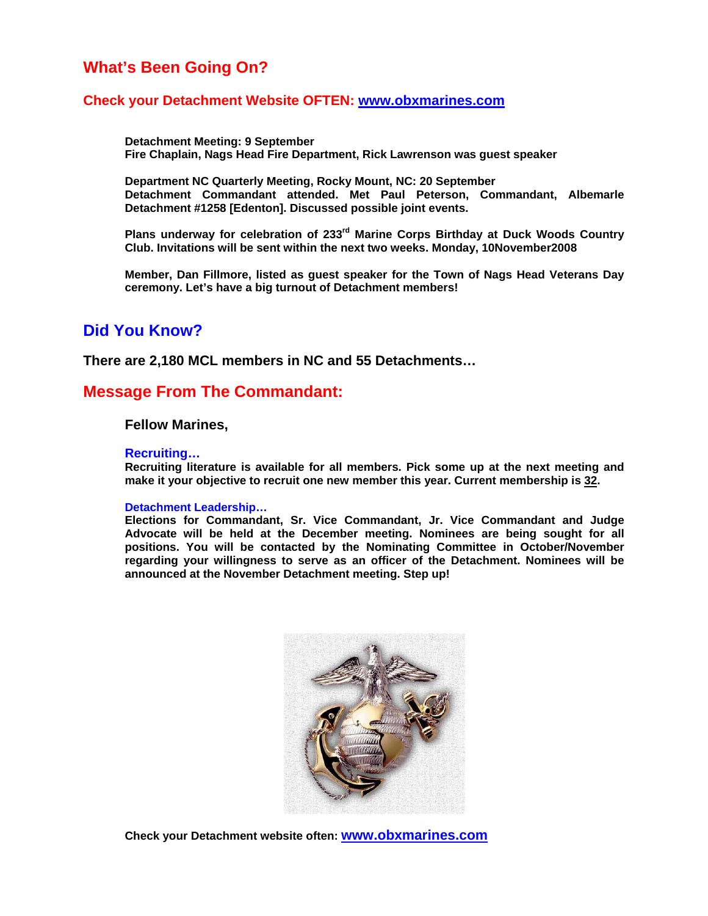## What's Been Going On?

### Check your Detachment Website OFTEN: [www.obxmarines.com](http://www.obxmarines.com)

**Detachment Meeting: 9 September**
**Fire Chaplain, Nags Head Fire Department, Rick Lawrenson was guest speaker**

**Department NC Quarterly Meeting, Rocky Mount, NC: 20 September**
**Detachment Commandant attended. Met Paul Peterson, Commandant, Albemarle Detachment #1258 [Edenton]. Discussed possible joint events.**

**Plans underway for celebration of 233rd Marine Corps Birthday at Duck Woods Country Club. Invitations will be sent within the next two weeks. Monday, 10November2008**

**Member, Dan Fillmore, listed as guest speaker for the Town of Nags Head Veterans Day ceremony. Let's have a big turnout of Detachment members!**

## Did You Know?

**There are 2,180 MCL members in NC and 55 Detachments…**

## Message From The Commandant:

**Fellow Marines,**

### Recruiting…

**Recruiting literature is available for all members. Pick some up at the next meeting and make it your objective to recruit one new member this year. Current membership is 32.**

### Detachment Leadership…

**Elections for Commandant, Sr. Vice Commandant, Jr. Vice Commandant and Judge Advocate will be held at the December meeting. Nominees are being sought for all positions. You will be contacted by the Nominating Committee in October/November regarding your willingness to serve as an officer of the Detachment. Nominees will be announced at the November Detachment meeting. Step up!**

**Check your Detachment website often: [www.obxmarines.com](http://www.obxmarines.com)**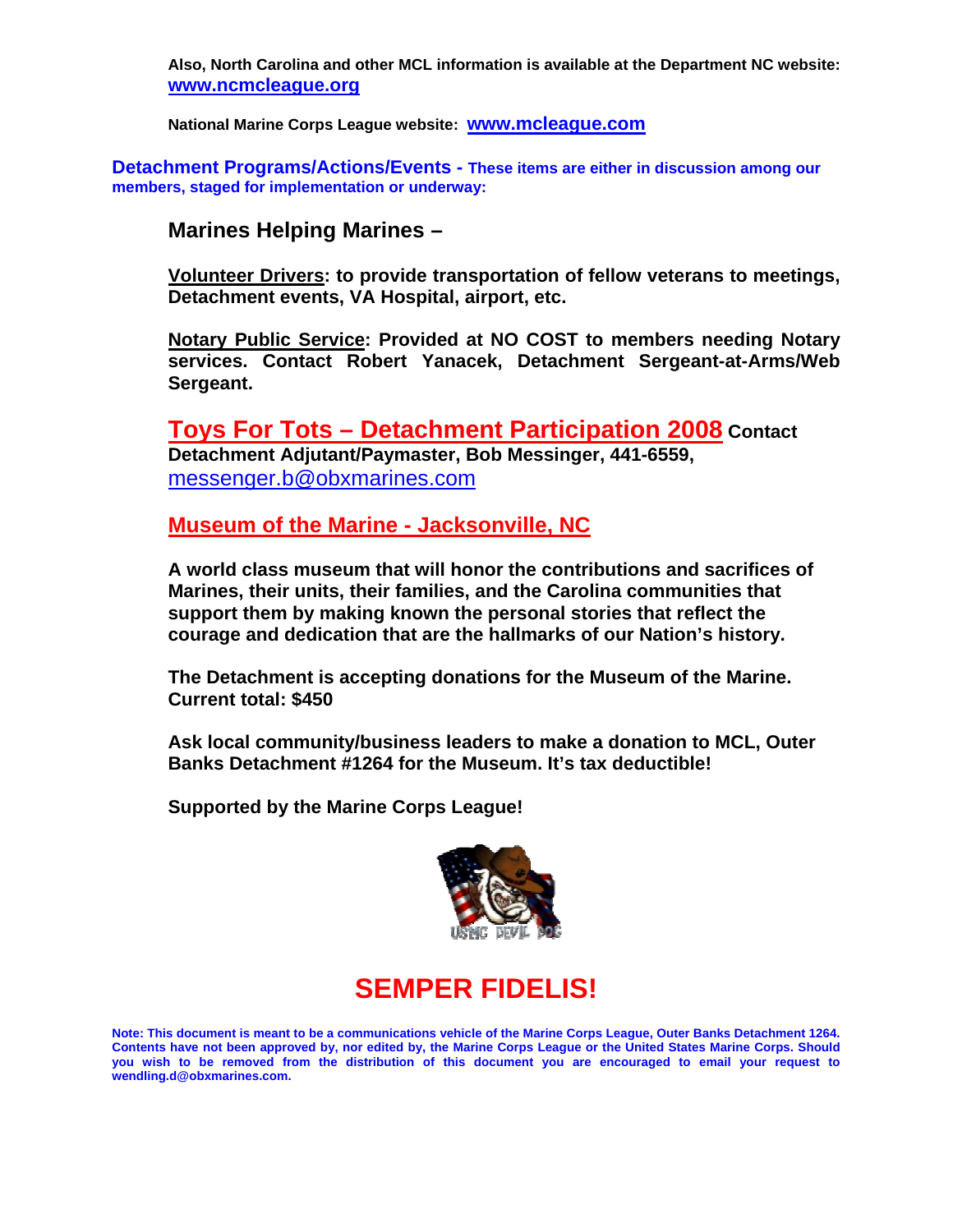**Also, North Carolina and other MCL information is available at the Department NC website:** **www.ncmcleague.org**

**National Marine Corps League website: www.mcleague.com**

**Detachment Programs/Actions/Events - These items are either in discussion among our members, staged for implementation or underway:**

## Marines Helping Marines –

**Volunteer Drivers: to provide transportation of fellow veterans to meetings, Detachment events, VA Hospital, airport, etc.**

**Notary Public Service: Provided at NO COST to members needing Notary services. Contact Robert Yanacek, Detachment Sergeant-at-Arms/Web Sergeant.**

## Toys For Tots – Detachment Participation 2008

**Contact Detachment Adjutant/Paymaster, Bob Messinger, 441-6559,** messenger.b@obxmarines.com

## Museum of the Marine - Jacksonville, NC

**A world class museum that will honor the contributions and sacrifices of Marines, their units, their families, and the Carolina communities that support them by making known the personal stories that reflect the courage and dedication that are the hallmarks of our Nation's history.**

**The Detachment is accepting donations for the Museum of the Marine. Current total: $450**

**Ask local community/business leaders to make a donation to MCL, Outer Banks Detachment #1264 for the Museum. It's tax deductible!**

**Supported by the Marine Corps League!**

USMC DEVIL DOG

# SEMPER FIDELIS!

**Note: This document is meant to be a communications vehicle of the Marine Corps League, Outer Banks Detachment 1264. Contents have not been approved by, nor edited by, the Marine Corps League or the United States Marine Corps. Should you wish to be removed from the distribution of this document you are encouraged to email your request to wendling.d@obxmarines.com.**